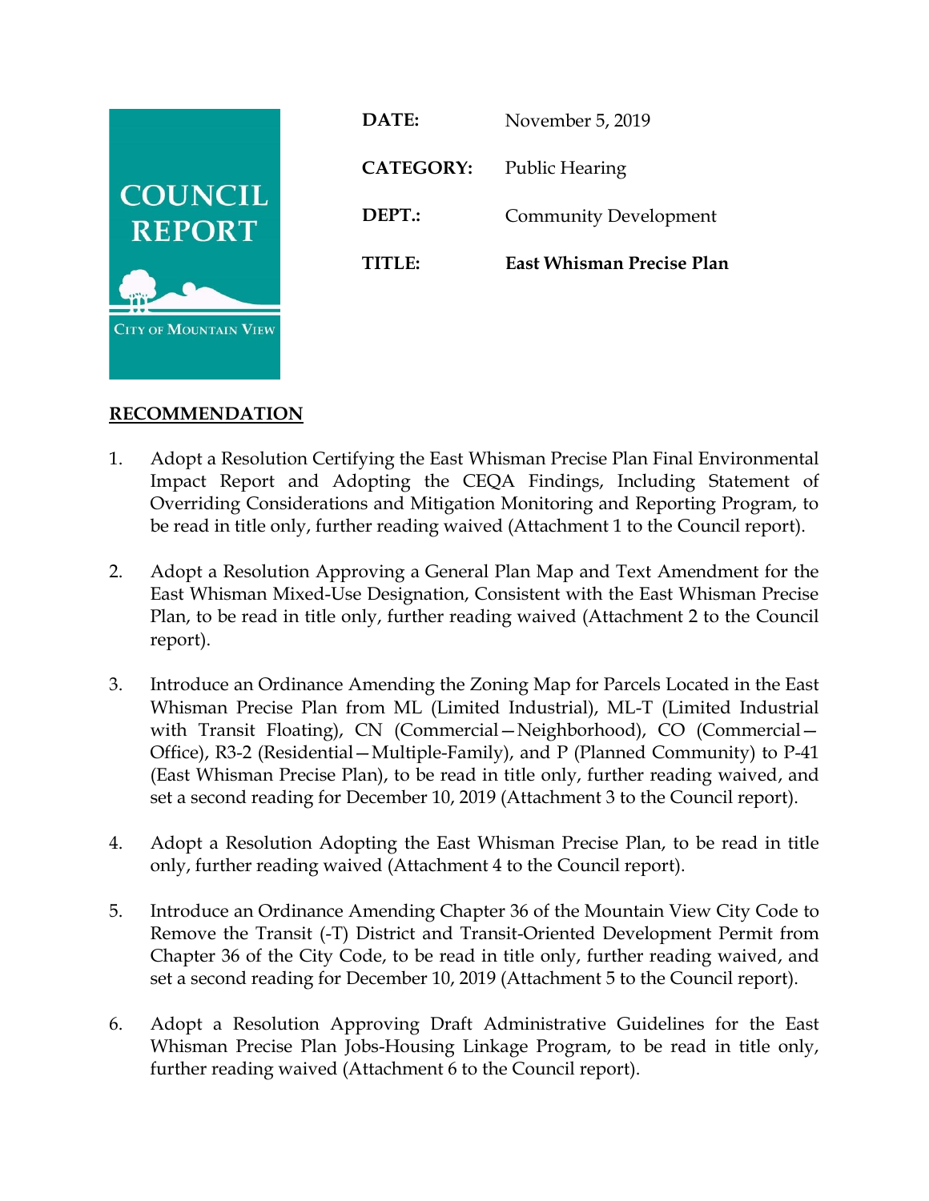**COUNCIL REPORT**

CITY OF MOUNTAIN VIEW

| | |
|---|---|
| **DATE:** | November 5, 2019 |
| **CATEGORY:** | Public Hearing |
| **DEPT.:** | Community Development |
| **TITLE:** | **East Whisman Precise Plan** |

## RECOMMENDATION

1. Adopt a Resolution Certifying the East Whisman Precise Plan Final Environmental Impact Report and Adopting the CEQA Findings, Including Statement of Overriding Considerations and Mitigation Monitoring and Reporting Program, to be read in title only, further reading waived (Attachment 1 to the Council report).

2. Adopt a Resolution Approving a General Plan Map and Text Amendment for the East Whisman Mixed-Use Designation, Consistent with the East Whisman Precise Plan, to be read in title only, further reading waived (Attachment 2 to the Council report).

3. Introduce an Ordinance Amending the Zoning Map for Parcels Located in the East Whisman Precise Plan from ML (Limited Industrial), ML-T (Limited Industrial with Transit Floating), CN (Commercial—Neighborhood), CO (Commercial—Office), R3-2 (Residential—Multiple-Family), and P (Planned Community) to P-41 (East Whisman Precise Plan), to be read in title only, further reading waived, and set a second reading for December 10, 2019 (Attachment 3 to the Council report).

4. Adopt a Resolution Adopting the East Whisman Precise Plan, to be read in title only, further reading waived (Attachment 4 to the Council report).

5. Introduce an Ordinance Amending Chapter 36 of the Mountain View City Code to Remove the Transit (-T) District and Transit-Oriented Development Permit from Chapter 36 of the City Code, to be read in title only, further reading waived, and set a second reading for December 10, 2019 (Attachment 5 to the Council report).

6. Adopt a Resolution Approving Draft Administrative Guidelines for the East Whisman Precise Plan Jobs-Housing Linkage Program, to be read in title only, further reading waived (Attachment 6 to the Council report).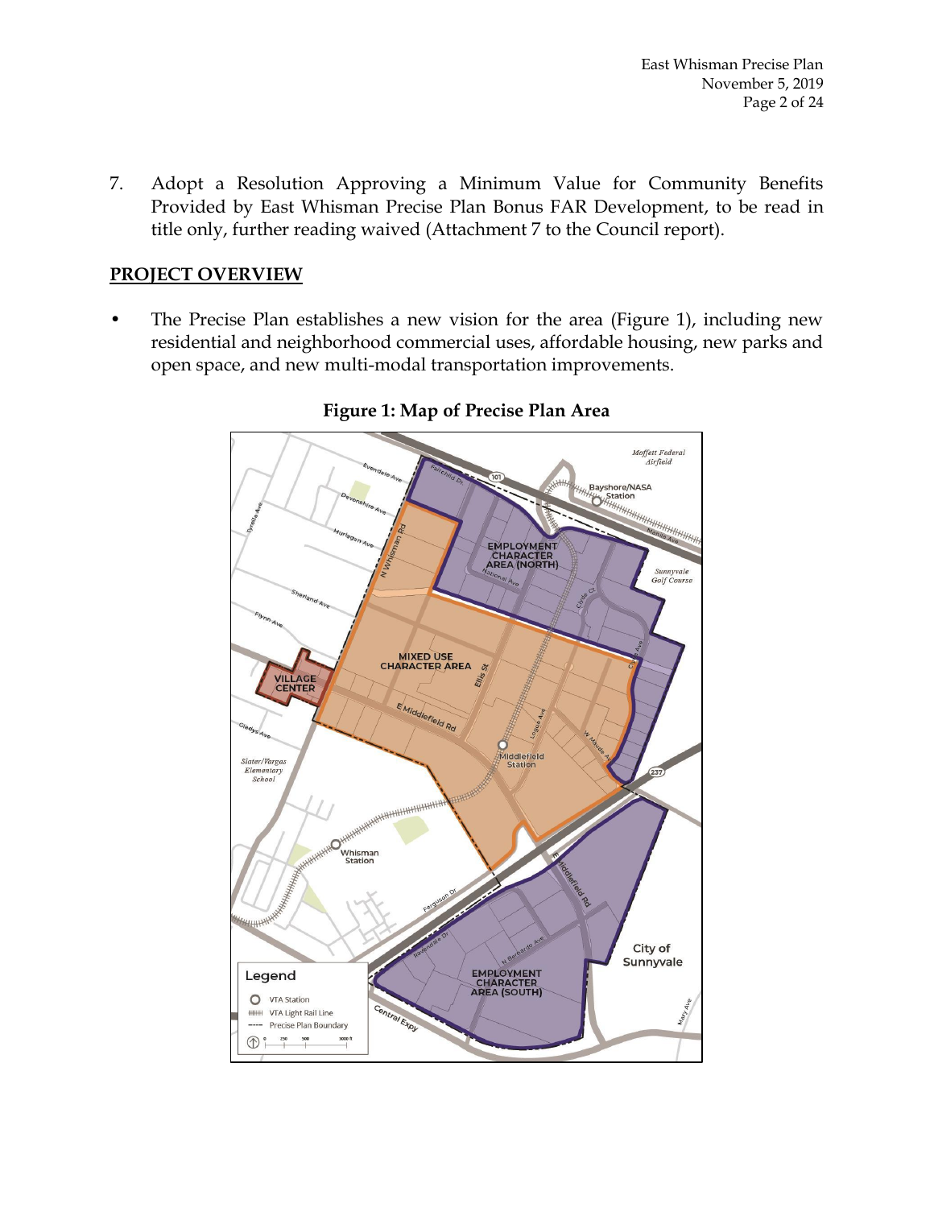7. Adopt a Resolution Approving a Minimum Value for Community Benefits Provided by East Whisman Precise Plan Bonus FAR Development, to be read in title only, further reading waived (Attachment 7 to the Council report).

## PROJECT OVERVIEW

- The Precise Plan establishes a new vision for the area (Figure 1), including new residential and neighborhood commercial uses, affordable housing, new parks and open space, and new multi-modal transportation improvements.

**Figure 1: Map of Precise Plan Area**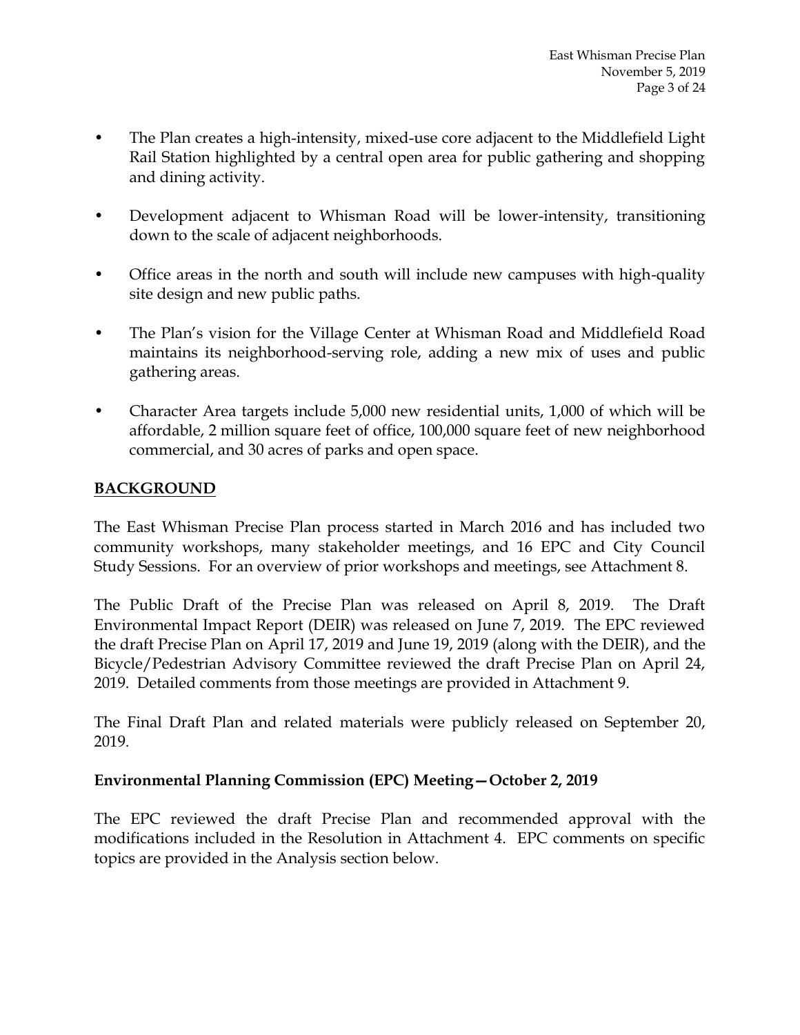- The Plan creates a high-intensity, mixed-use core adjacent to the Middlefield Light Rail Station highlighted by a central open area for public gathering and shopping and dining activity.
- Development adjacent to Whisman Road will be lower-intensity, transitioning down to the scale of adjacent neighborhoods.
- Office areas in the north and south will include new campuses with high-quality site design and new public paths.
- The Plan's vision for the Village Center at Whisman Road and Middlefield Road maintains its neighborhood-serving role, adding a new mix of uses and public gathering areas.
- Character Area targets include 5,000 new residential units, 1,000 of which will be affordable, 2 million square feet of office, 100,000 square feet of new neighborhood commercial, and 30 acres of parks and open space.

## BACKGROUND

The East Whisman Precise Plan process started in March 2016 and has included two community workshops, many stakeholder meetings, and 16 EPC and City Council Study Sessions. For an overview of prior workshops and meetings, see Attachment 8.

The Public Draft of the Precise Plan was released on April 8, 2019. The Draft Environmental Impact Report (DEIR) was released on June 7, 2019. The EPC reviewed the draft Precise Plan on April 17, 2019 and June 19, 2019 (along with the DEIR), and the Bicycle/Pedestrian Advisory Committee reviewed the draft Precise Plan on April 24, 2019. Detailed comments from those meetings are provided in Attachment 9.

The Final Draft Plan and related materials were publicly released on September 20, 2019.

### Environmental Planning Commission (EPC) Meeting—October 2, 2019

The EPC reviewed the draft Precise Plan and recommended approval with the modifications included in the Resolution in Attachment 4. EPC comments on specific topics are provided in the Analysis section below.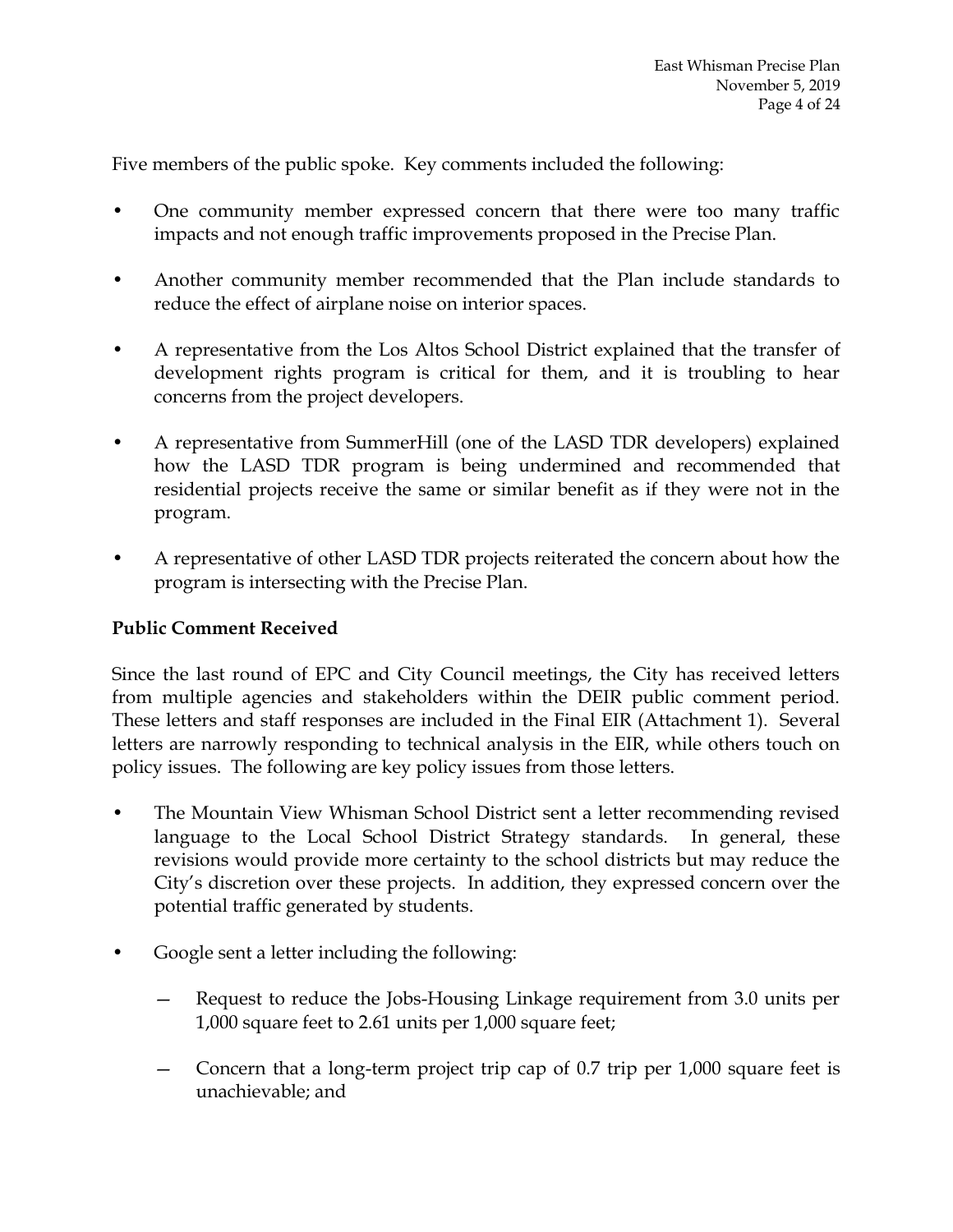Five members of the public spoke. Key comments included the following:

- One community member expressed concern that there were too many traffic impacts and not enough traffic improvements proposed in the Precise Plan.

- Another community member recommended that the Plan include standards to reduce the effect of airplane noise on interior spaces.

- A representative from the Los Altos School District explained that the transfer of development rights program is critical for them, and it is troubling to hear concerns from the project developers.

- A representative from SummerHill (one of the LASD TDR developers) explained how the LASD TDR program is being undermined and recommended that residential projects receive the same or similar benefit as if they were not in the program.

- A representative of other LASD TDR projects reiterated the concern about how the program is intersecting with the Precise Plan.

**Public Comment Received**

Since the last round of EPC and City Council meetings, the City has received letters from multiple agencies and stakeholders within the DEIR public comment period. These letters and staff responses are included in the Final EIR (Attachment 1). Several letters are narrowly responding to technical analysis in the EIR, while others touch on policy issues. The following are key policy issues from those letters.

- The Mountain View Whisman School District sent a letter recommending revised language to the Local School District Strategy standards. In general, these revisions would provide more certainty to the school districts but may reduce the City's discretion over these projects. In addition, they expressed concern over the potential traffic generated by students.

- Google sent a letter including the following:

  - Request to reduce the Jobs-Housing Linkage requirement from 3.0 units per 1,000 square feet to 2.61 units per 1,000 square feet;

  - Concern that a long-term project trip cap of 0.7 trip per 1,000 square feet is unachievable; and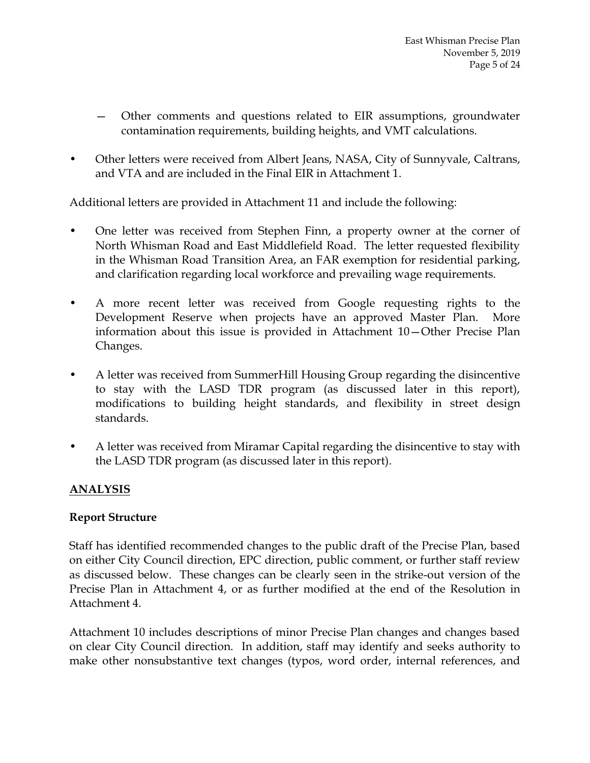- Other comments and questions related to EIR assumptions, groundwater contamination requirements, building heights, and VMT calculations.

- Other letters were received from Albert Jeans, NASA, City of Sunnyvale, Caltrans, and VTA and are included in the Final EIR in Attachment 1.

Additional letters are provided in Attachment 11 and include the following:

- One letter was received from Stephen Finn, a property owner at the corner of North Whisman Road and East Middlefield Road. The letter requested flexibility in the Whisman Road Transition Area, an FAR exemption for residential parking, and clarification regarding local workforce and prevailing wage requirements.

- A more recent letter was received from Google requesting rights to the Development Reserve when projects have an approved Master Plan. More information about this issue is provided in Attachment 10—Other Precise Plan Changes.

- A letter was received from SummerHill Housing Group regarding the disincentive to stay with the LASD TDR program (as discussed later in this report), modifications to building height standards, and flexibility in street design standards.

- A letter was received from Miramar Capital regarding the disincentive to stay with the LASD TDR program (as discussed later in this report).

## ANALYSIS

### Report Structure

Staff has identified recommended changes to the public draft of the Precise Plan, based on either City Council direction, EPC direction, public comment, or further staff review as discussed below. These changes can be clearly seen in the strike-out version of the Precise Plan in Attachment 4, or as further modified at the end of the Resolution in Attachment 4.

Attachment 10 includes descriptions of minor Precise Plan changes and changes based on clear City Council direction. In addition, staff may identify and seeks authority to make other nonsubstantive text changes (typos, word order, internal references, and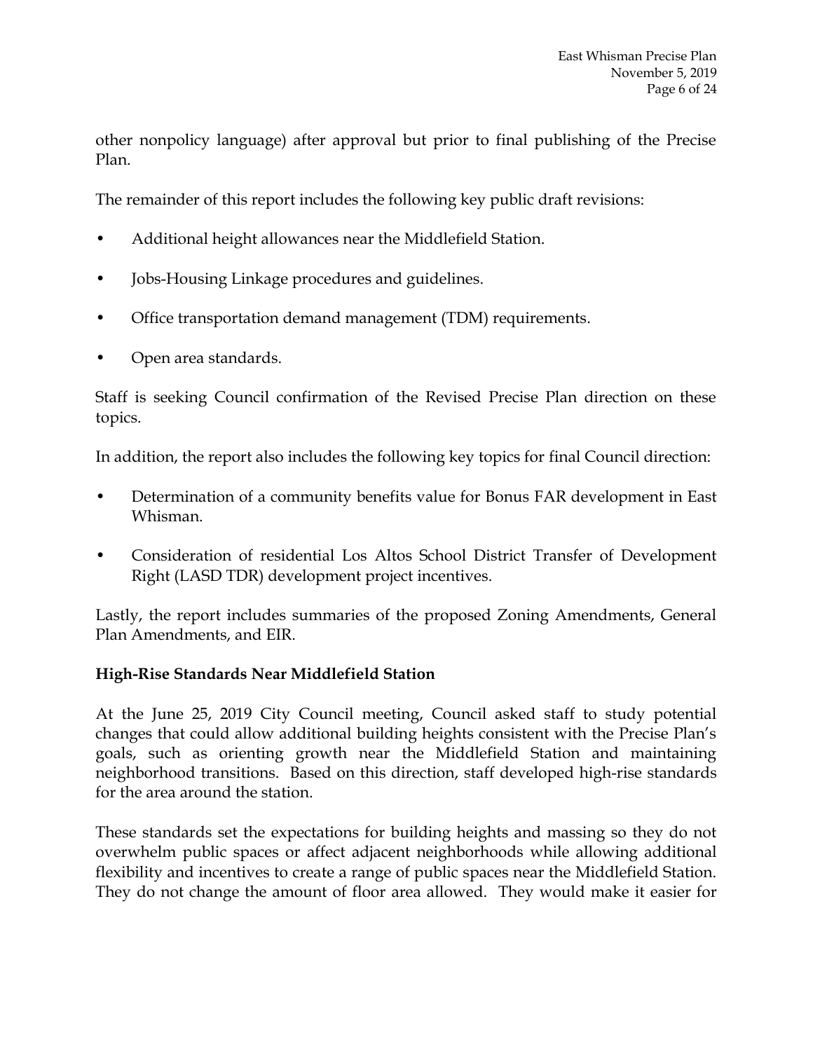other nonpolicy language) after approval but prior to final publishing of the Precise Plan.

The remainder of this report includes the following key public draft revisions:

- Additional height allowances near the Middlefield Station.
- Jobs-Housing Linkage procedures and guidelines.
- Office transportation demand management (TDM) requirements.
- Open area standards.

Staff is seeking Council confirmation of the Revised Precise Plan direction on these topics.

In addition, the report also includes the following key topics for final Council direction:

- Determination of a community benefits value for Bonus FAR development in East Whisman.
- Consideration of residential Los Altos School District Transfer of Development Right (LASD TDR) development project incentives.

Lastly, the report includes summaries of the proposed Zoning Amendments, General Plan Amendments, and EIR.

**High-Rise Standards Near Middlefield Station**

At the June 25, 2019 City Council meeting, Council asked staff to study potential changes that could allow additional building heights consistent with the Precise Plan's goals, such as orienting growth near the Middlefield Station and maintaining neighborhood transitions. Based on this direction, staff developed high-rise standards for the area around the station.

These standards set the expectations for building heights and massing so they do not overwhelm public spaces or affect adjacent neighborhoods while allowing additional flexibility and incentives to create a range of public spaces near the Middlefield Station. They do not change the amount of floor area allowed. They would make it easier for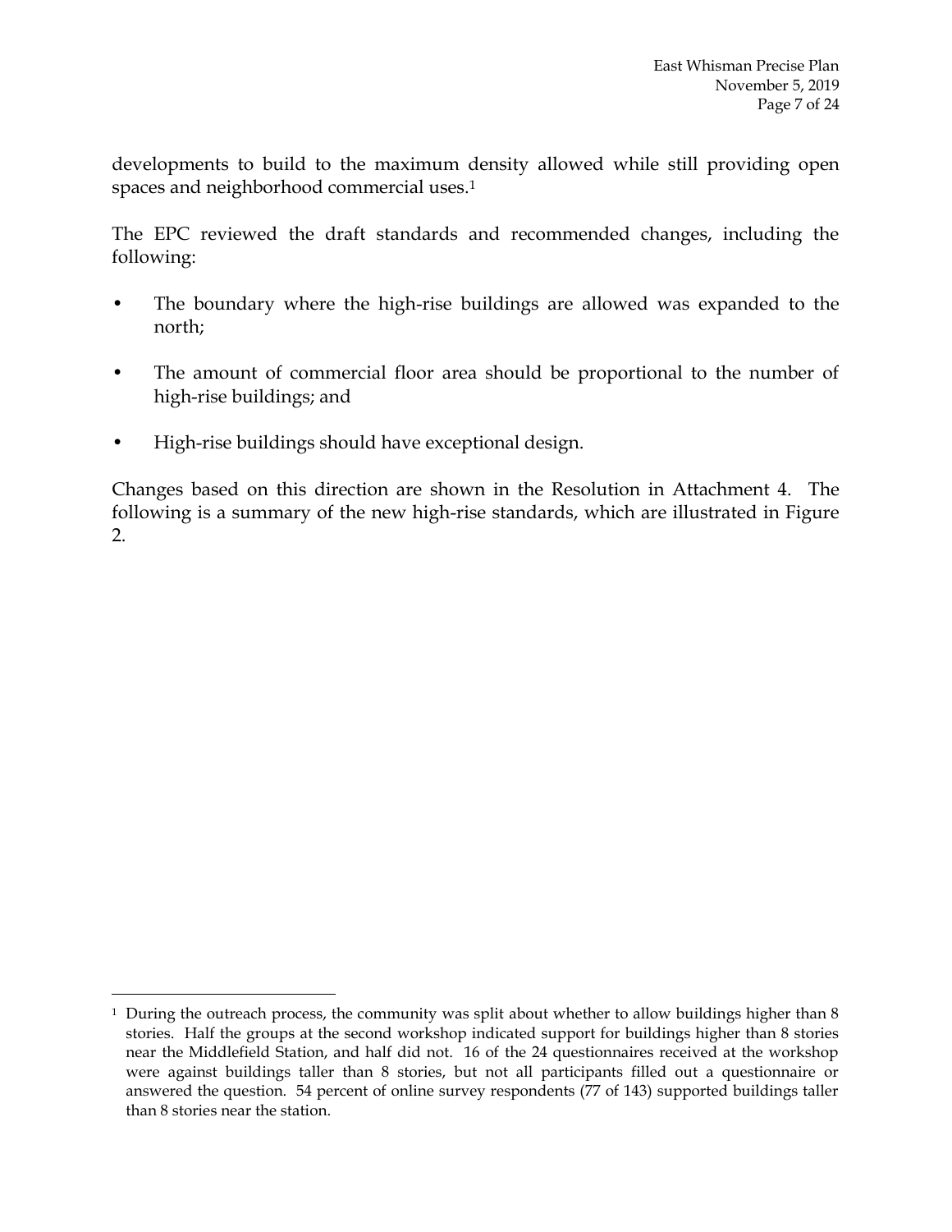developments to build to the maximum density allowed while still providing open spaces and neighborhood commercial uses.[1]

The EPC reviewed the draft standards and recommended changes, including the following:

- The boundary where the high-rise buildings are allowed was expanded to the north;
- The amount of commercial floor area should be proportional to the number of high-rise buildings; and
- High-rise buildings should have exceptional design.

Changes based on this direction are shown in the Resolution in Attachment 4. The following is a summary of the new high-rise standards, which are illustrated in Figure 2.

---

[1] During the outreach process, the community was split about whether to allow buildings higher than 8 stories. Half the groups at the second workshop indicated support for buildings higher than 8 stories near the Middlefield Station, and half did not. 16 of the 24 questionnaires received at the workshop were against buildings taller than 8 stories, but not all participants filled out a questionnaire or answered the question. 54 percent of online survey respondents (77 of 143) supported buildings taller than 8 stories near the station.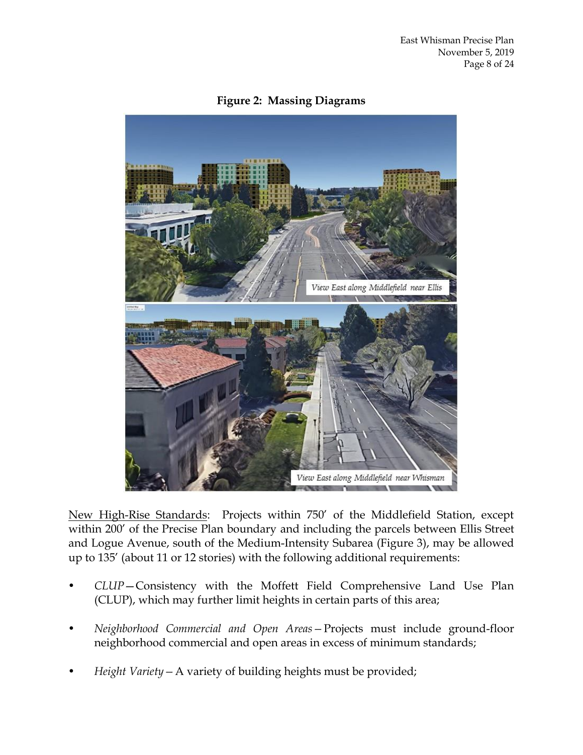**Figure 2: Massing Diagrams**

<u>New High-Rise Standards</u>: Projects within 750′ of the Middlefield Station, except within 200′ of the Precise Plan boundary and including the parcels between Ellis Street and Logue Avenue, south of the Medium-Intensity Subarea (Figure 3), may be allowed up to 135′ (about 11 or 12 stories) with the following additional requirements:

- *CLUP*—Consistency with the Moffett Field Comprehensive Land Use Plan (CLUP), which may further limit heights in certain parts of this area;
- *Neighborhood Commercial and Open Areas*—Projects must include ground-floor neighborhood commercial and open areas in excess of minimum standards;
- *Height Variety*—A variety of building heights must be provided;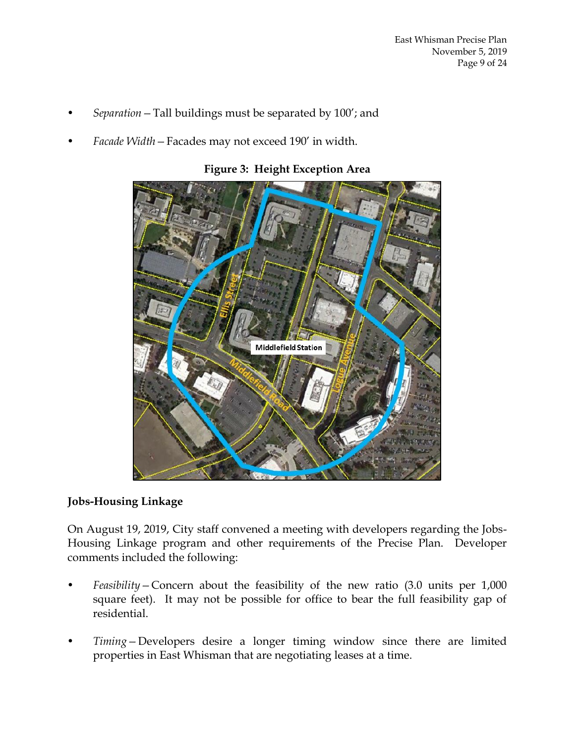- *Separation* – Tall buildings must be separated by 100'; and
- *Facade Width* – Facades may not exceed 190' in width.

**Figure 3: Height Exception Area**

**Jobs-Housing Linkage**

On August 19, 2019, City staff convened a meeting with developers regarding the Jobs-Housing Linkage program and other requirements of the Precise Plan. Developer comments included the following:

- *Feasibility* – Concern about the feasibility of the new ratio (3.0 units per 1,000 square feet). It may not be possible for office to bear the full feasibility gap of residential.
- *Timing* – Developers desire a longer timing window since there are limited properties in East Whisman that are negotiating leases at a time.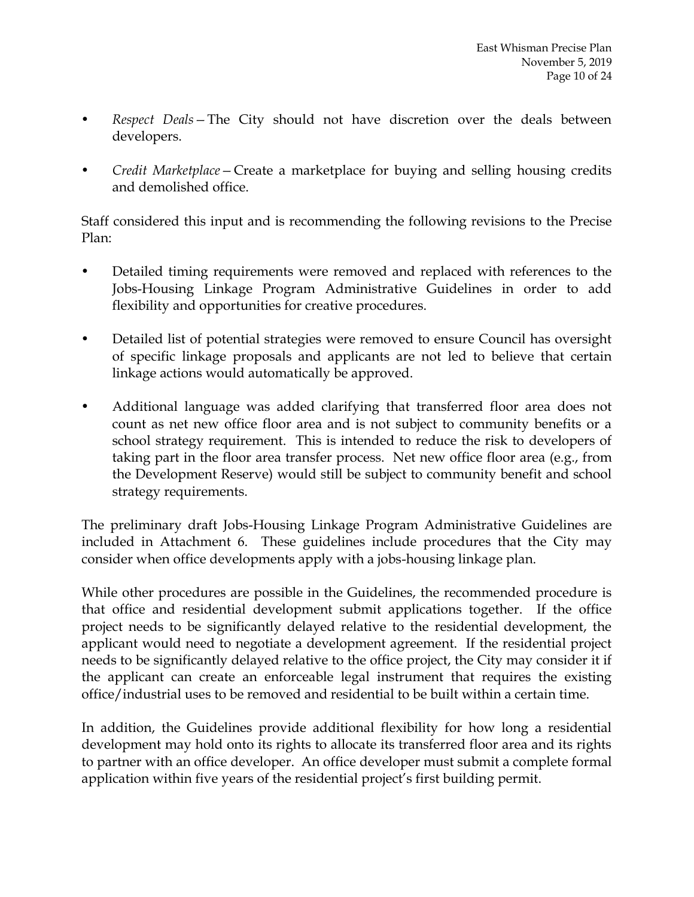- *Respect Deals*—The City should not have discretion over the deals between developers.

- *Credit Marketplace*—Create a marketplace for buying and selling housing credits and demolished office.

Staff considered this input and is recommending the following revisions to the Precise Plan:

- Detailed timing requirements were removed and replaced with references to the Jobs-Housing Linkage Program Administrative Guidelines in order to add flexibility and opportunities for creative procedures.

- Detailed list of potential strategies were removed to ensure Council has oversight of specific linkage proposals and applicants are not led to believe that certain linkage actions would automatically be approved.

- Additional language was added clarifying that transferred floor area does not count as net new office floor area and is not subject to community benefits or a school strategy requirement. This is intended to reduce the risk to developers of taking part in the floor area transfer process. Net new office floor area (e.g., from the Development Reserve) would still be subject to community benefit and school strategy requirements.

The preliminary draft Jobs-Housing Linkage Program Administrative Guidelines are included in Attachment 6. These guidelines include procedures that the City may consider when office developments apply with a jobs-housing linkage plan.

While other procedures are possible in the Guidelines, the recommended procedure is that office and residential development submit applications together. If the office project needs to be significantly delayed relative to the residential development, the applicant would need to negotiate a development agreement. If the residential project needs to be significantly delayed relative to the office project, the City may consider it if the applicant can create an enforceable legal instrument that requires the existing office/industrial uses to be removed and residential to be built within a certain time.

In addition, the Guidelines provide additional flexibility for how long a residential development may hold onto its rights to allocate its transferred floor area and its rights to partner with an office developer. An office developer must submit a complete formal application within five years of the residential project's first building permit.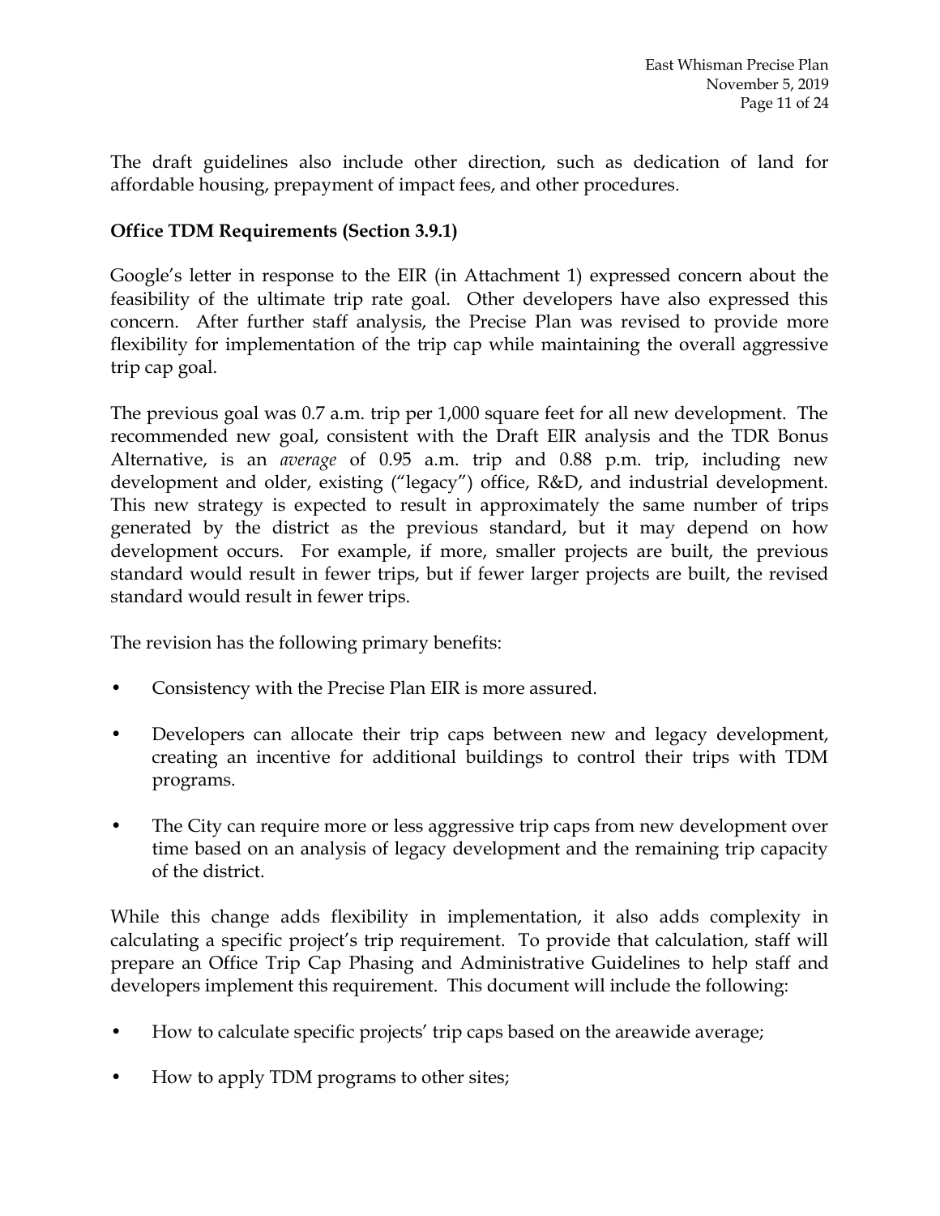The draft guidelines also include other direction, such as dedication of land for affordable housing, prepayment of impact fees, and other procedures.

**Office TDM Requirements (Section 3.9.1)**

Google's letter in response to the EIR (in Attachment 1) expressed concern about the feasibility of the ultimate trip rate goal. Other developers have also expressed this concern. After further staff analysis, the Precise Plan was revised to provide more flexibility for implementation of the trip cap while maintaining the overall aggressive trip cap goal.

The previous goal was 0.7 a.m. trip per 1,000 square feet for all new development. The recommended new goal, consistent with the Draft EIR analysis and the TDR Bonus Alternative, is an *average* of 0.95 a.m. trip and 0.88 p.m. trip, including new development and older, existing ("legacy") office, R&D, and industrial development. This new strategy is expected to result in approximately the same number of trips generated by the district as the previous standard, but it may depend on how development occurs. For example, if more, smaller projects are built, the previous standard would result in fewer trips, but if fewer larger projects are built, the revised standard would result in fewer trips.

The revision has the following primary benefits:

- Consistency with the Precise Plan EIR is more assured.
- Developers can allocate their trip caps between new and legacy development, creating an incentive for additional buildings to control their trips with TDM programs.
- The City can require more or less aggressive trip caps from new development over time based on an analysis of legacy development and the remaining trip capacity of the district.

While this change adds flexibility in implementation, it also adds complexity in calculating a specific project's trip requirement. To provide that calculation, staff will prepare an Office Trip Cap Phasing and Administrative Guidelines to help staff and developers implement this requirement. This document will include the following:

- How to calculate specific projects' trip caps based on the areawide average;
- How to apply TDM programs to other sites;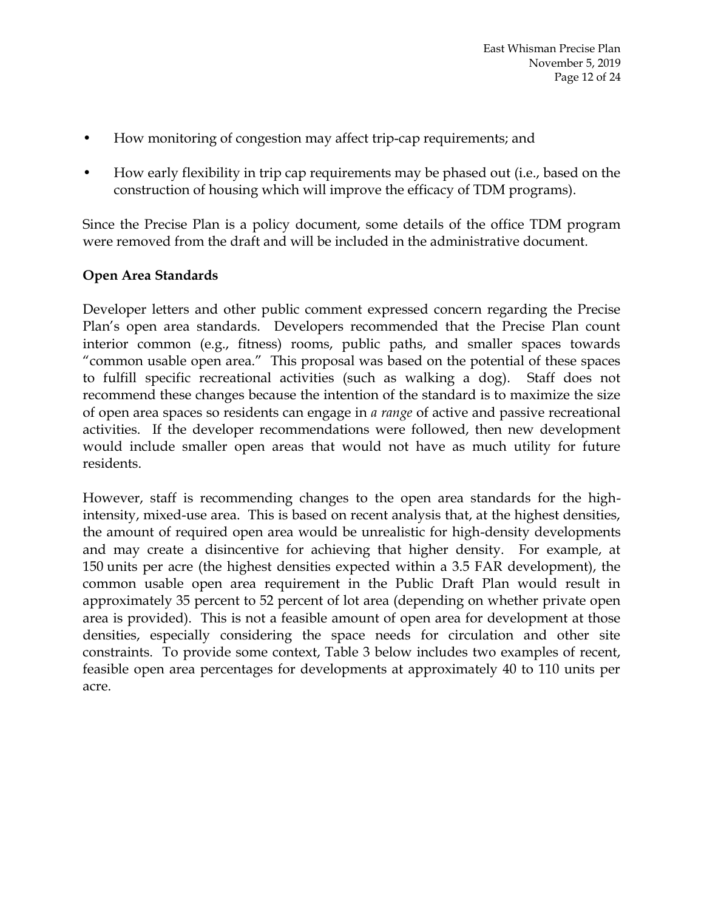- How monitoring of congestion may affect trip-cap requirements; and
- How early flexibility in trip cap requirements may be phased out (i.e., based on the construction of housing which will improve the efficacy of TDM programs).

Since the Precise Plan is a policy document, some details of the office TDM program were removed from the draft and will be included in the administrative document.

**Open Area Standards**

Developer letters and other public comment expressed concern regarding the Precise Plan's open area standards. Developers recommended that the Precise Plan count interior common (e.g., fitness) rooms, public paths, and smaller spaces towards "common usable open area." This proposal was based on the potential of these spaces to fulfill specific recreational activities (such as walking a dog). Staff does not recommend these changes because the intention of the standard is to maximize the size of open area spaces so residents can engage in *a range* of active and passive recreational activities. If the developer recommendations were followed, then new development would include smaller open areas that would not have as much utility for future residents.

However, staff is recommending changes to the open area standards for the high-intensity, mixed-use area. This is based on recent analysis that, at the highest densities, the amount of required open area would be unrealistic for high-density developments and may create a disincentive for achieving that higher density. For example, at 150 units per acre (the highest densities expected within a 3.5 FAR development), the common usable open area requirement in the Public Draft Plan would result in approximately 35 percent to 52 percent of lot area (depending on whether private open area is provided). This is not a feasible amount of open area for development at those densities, especially considering the space needs for circulation and other site constraints. To provide some context, Table 3 below includes two examples of recent, feasible open area percentages for developments at approximately 40 to 110 units per acre.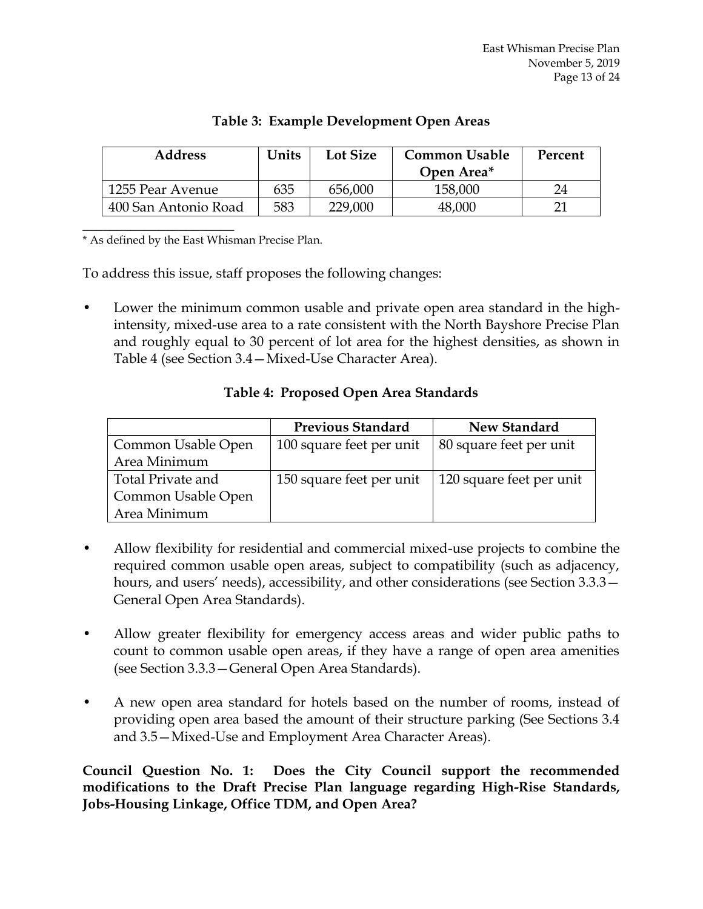**Table 3: Example Development Open Areas**

| Address | Units | Lot Size | Common Usable Open Area* | Percent |
|---|---|---|---|---|
| 1255 Pear Avenue | 635 | 656,000 | 158,000 | 24 |
| 400 San Antonio Road | 583 | 229,000 | 48,000 | 21 |

* As defined by the East Whisman Precise Plan.

To address this issue, staff proposes the following changes:

- Lower the minimum common usable and private open area standard in the high-intensity, mixed-use area to a rate consistent with the North Bayshore Precise Plan and roughly equal to 30 percent of lot area for the highest densities, as shown in Table 4 (see Section 3.4—Mixed-Use Character Area).

**Table 4: Proposed Open Area Standards**

| | Previous Standard | New Standard |
|---|---|---|
| Common Usable Open Area Minimum | 100 square feet per unit | 80 square feet per unit |
| Total Private and Common Usable Open Area Minimum | 150 square feet per unit | 120 square feet per unit |

- Allow flexibility for residential and commercial mixed-use projects to combine the required common usable open areas, subject to compatibility (such as adjacency, hours, and users' needs), accessibility, and other considerations (see Section 3.3.3—General Open Area Standards).

- Allow greater flexibility for emergency access areas and wider public paths to count to common usable open areas, if they have a range of open area amenities (see Section 3.3.3—General Open Area Standards).

- A new open area standard for hotels based on the number of rooms, instead of providing open area based the amount of their structure parking (See Sections 3.4 and 3.5—Mixed-Use and Employment Area Character Areas).

**Council Question No. 1: Does the City Council support the recommended modifications to the Draft Precise Plan language regarding High-Rise Standards, Jobs-Housing Linkage, Office TDM, and Open Area?**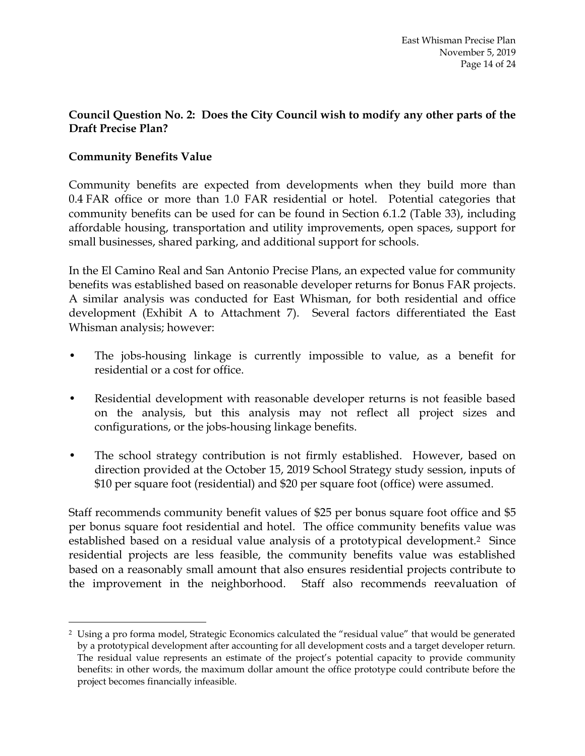**Council Question No. 2: Does the City Council wish to modify any other parts of the Draft Precise Plan?**

**Community Benefits Value**

Community benefits are expected from developments when they build more than 0.4 FAR office or more than 1.0 FAR residential or hotel. Potential categories that community benefits can be used for can be found in Section 6.1.2 (Table 33), including affordable housing, transportation and utility improvements, open spaces, support for small businesses, shared parking, and additional support for schools.

In the El Camino Real and San Antonio Precise Plans, an expected value for community benefits was established based on reasonable developer returns for Bonus FAR projects. A similar analysis was conducted for East Whisman, for both residential and office development (Exhibit A to Attachment 7). Several factors differentiated the East Whisman analysis; however:

- The jobs-housing linkage is currently impossible to value, as a benefit for residential or a cost for office.
- Residential development with reasonable developer returns is not feasible based on the analysis, but this analysis may not reflect all project sizes and configurations, or the jobs-housing linkage benefits.
- The school strategy contribution is not firmly established. However, based on direction provided at the October 15, 2019 School Strategy study session, inputs of $10 per square foot (residential) and $20 per square foot (office) were assumed.

Staff recommends community benefit values of $25 per bonus square foot office and $5 per bonus square foot residential and hotel. The office community benefits value was established based on a residual value analysis of a prototypical development.[2] Since residential projects are less feasible, the community benefits value was established based on a reasonably small amount that also ensures residential projects contribute to the improvement in the neighborhood. Staff also recommends reevaluation of

---

[2] Using a pro forma model, Strategic Economics calculated the "residual value" that would be generated by a prototypical development after accounting for all development costs and a target developer return. The residual value represents an estimate of the project's potential capacity to provide community benefits: in other words, the maximum dollar amount the office prototype could contribute before the project becomes financially infeasible.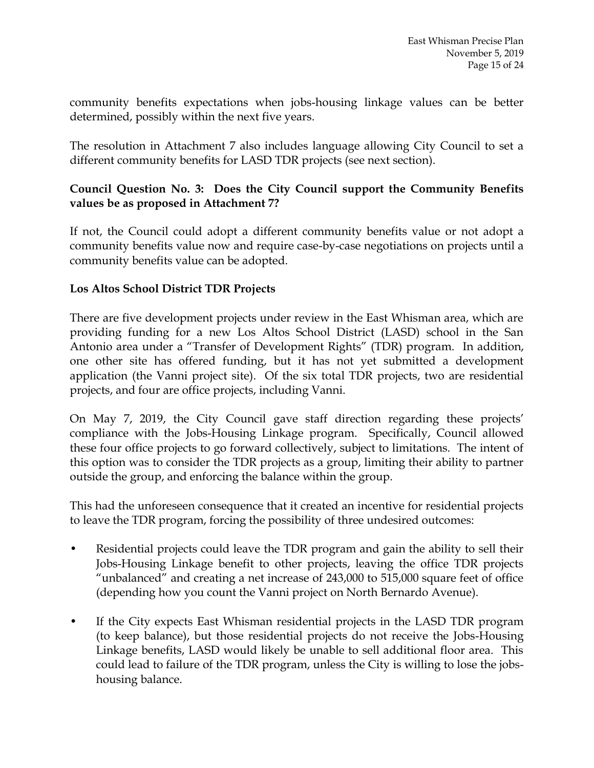community benefits expectations when jobs-housing linkage values can be better determined, possibly within the next five years.

The resolution in Attachment 7 also includes language allowing City Council to set a different community benefits for LASD TDR projects (see next section).

**Council Question No. 3: Does the City Council support the Community Benefits values be as proposed in Attachment 7?**

If not, the Council could adopt a different community benefits value or not adopt a community benefits value now and require case-by-case negotiations on projects until a community benefits value can be adopted.

**Los Altos School District TDR Projects**

There are five development projects under review in the East Whisman area, which are providing funding for a new Los Altos School District (LASD) school in the San Antonio area under a "Transfer of Development Rights" (TDR) program. In addition, one other site has offered funding, but it has not yet submitted a development application (the Vanni project site). Of the six total TDR projects, two are residential projects, and four are office projects, including Vanni.

On May 7, 2019, the City Council gave staff direction regarding these projects' compliance with the Jobs-Housing Linkage program. Specifically, Council allowed these four office projects to go forward collectively, subject to limitations. The intent of this option was to consider the TDR projects as a group, limiting their ability to partner outside the group, and enforcing the balance within the group.

This had the unforeseen consequence that it created an incentive for residential projects to leave the TDR program, forcing the possibility of three undesired outcomes:

- Residential projects could leave the TDR program and gain the ability to sell their Jobs-Housing Linkage benefit to other projects, leaving the office TDR projects "unbalanced" and creating a net increase of 243,000 to 515,000 square feet of office (depending how you count the Vanni project on North Bernardo Avenue).
- If the City expects East Whisman residential projects in the LASD TDR program (to keep balance), but those residential projects do not receive the Jobs-Housing Linkage benefits, LASD would likely be unable to sell additional floor area. This could lead to failure of the TDR program, unless the City is willing to lose the jobs-housing balance.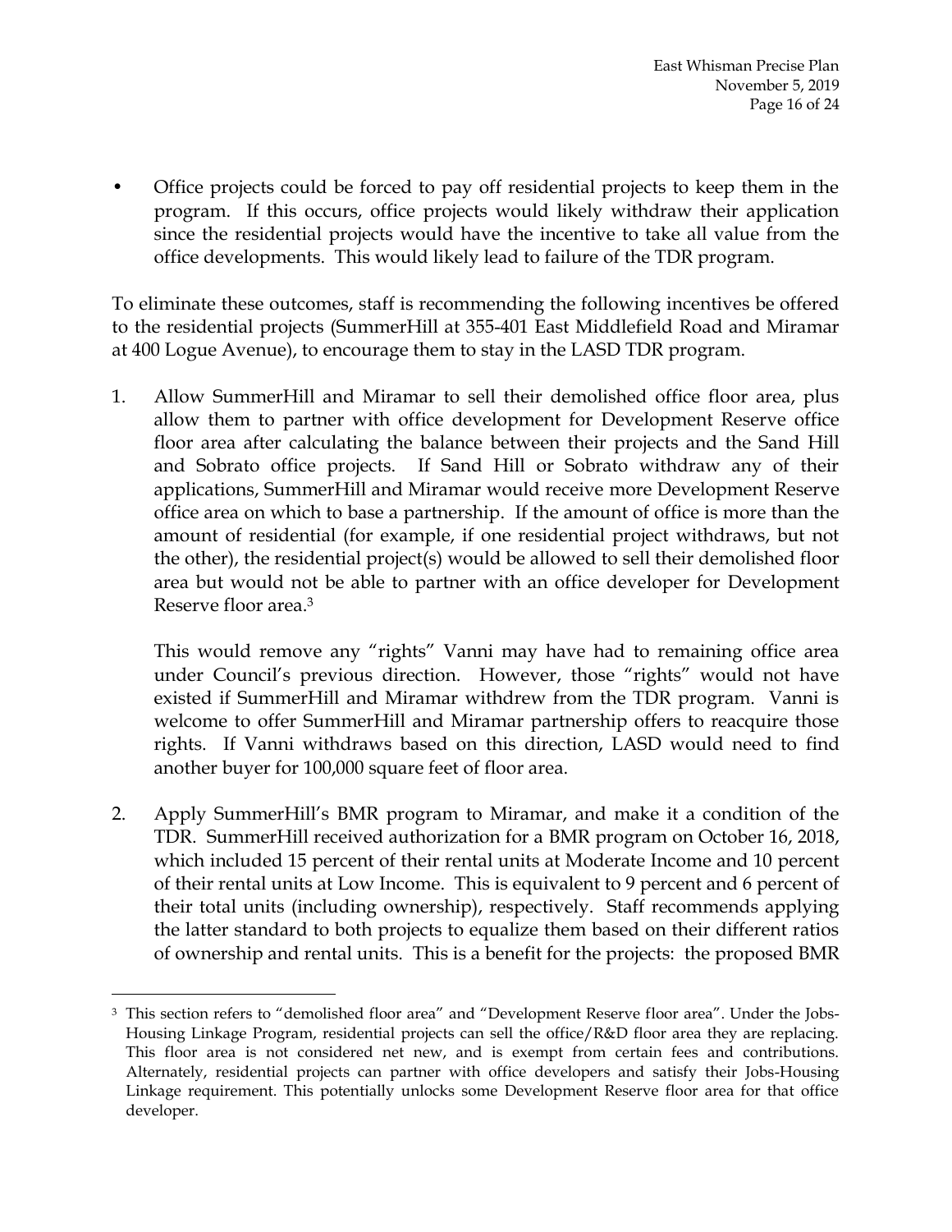- Office projects could be forced to pay off residential projects to keep them in the program. If this occurs, office projects would likely withdraw their application since the residential projects would have the incentive to take all value from the office developments. This would likely lead to failure of the TDR program.

To eliminate these outcomes, staff is recommending the following incentives be offered to the residential projects (SummerHill at 355-401 East Middlefield Road and Miramar at 400 Logue Avenue), to encourage them to stay in the LASD TDR program.

1. Allow SummerHill and Miramar to sell their demolished office floor area, plus allow them to partner with office development for Development Reserve office floor area after calculating the balance between their projects and the Sand Hill and Sobrato office projects. If Sand Hill or Sobrato withdraw any of their applications, SummerHill and Miramar would receive more Development Reserve office area on which to base a partnership. If the amount of office is more than the amount of residential (for example, if one residential project withdraws, but not the other), the residential project(s) would be allowed to sell their demolished floor area but would not be able to partner with an office developer for Development Reserve floor area.[3]

   This would remove any "rights" Vanni may have had to remaining office area under Council's previous direction. However, those "rights" would not have existed if SummerHill and Miramar withdrew from the TDR program. Vanni is welcome to offer SummerHill and Miramar partnership offers to reacquire those rights. If Vanni withdraws based on this direction, LASD would need to find another buyer for 100,000 square feet of floor area.

2. Apply SummerHill's BMR program to Miramar, and make it a condition of the TDR. SummerHill received authorization for a BMR program on October 16, 2018, which included 15 percent of their rental units at Moderate Income and 10 percent of their rental units at Low Income. This is equivalent to 9 percent and 6 percent of their total units (including ownership), respectively. Staff recommends applying the latter standard to both projects to equalize them based on their different ratios of ownership and rental units. This is a benefit for the projects: the proposed BMR

[3] This section refers to "demolished floor area" and "Development Reserve floor area". Under the Jobs-Housing Linkage Program, residential projects can sell the office/R&D floor area they are replacing. This floor area is not considered net new, and is exempt from certain fees and contributions. Alternately, residential projects can partner with office developers and satisfy their Jobs-Housing Linkage requirement. This potentially unlocks some Development Reserve floor area for that office developer.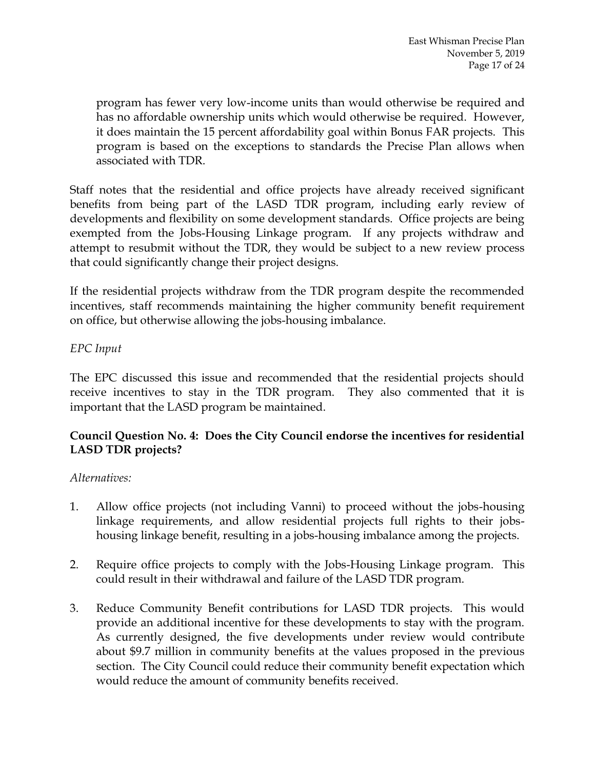program has fewer very low-income units than would otherwise be required and has no affordable ownership units which would otherwise be required. However, it does maintain the 15 percent affordability goal within Bonus FAR projects. This program is based on the exceptions to standards the Precise Plan allows when associated with TDR.

Staff notes that the residential and office projects have already received significant benefits from being part of the LASD TDR program, including early review of developments and flexibility on some development standards. Office projects are being exempted from the Jobs-Housing Linkage program. If any projects withdraw and attempt to resubmit without the TDR, they would be subject to a new review process that could significantly change their project designs.

If the residential projects withdraw from the TDR program despite the recommended incentives, staff recommends maintaining the higher community benefit requirement on office, but otherwise allowing the jobs-housing imbalance.

*EPC Input*

The EPC discussed this issue and recommended that the residential projects should receive incentives to stay in the TDR program. They also commented that it is important that the LASD program be maintained.

**Council Question No. 4: Does the City Council endorse the incentives for residential LASD TDR projects?**

*Alternatives:*

1. Allow office projects (not including Vanni) to proceed without the jobs-housing linkage requirements, and allow residential projects full rights to their jobs-housing linkage benefit, resulting in a jobs-housing imbalance among the projects.

2. Require office projects to comply with the Jobs-Housing Linkage program. This could result in their withdrawal and failure of the LASD TDR program.

3. Reduce Community Benefit contributions for LASD TDR projects. This would provide an additional incentive for these developments to stay with the program. As currently designed, the five developments under review would contribute about $9.7 million in community benefits at the values proposed in the previous section. The City Council could reduce their community benefit expectation which would reduce the amount of community benefits received.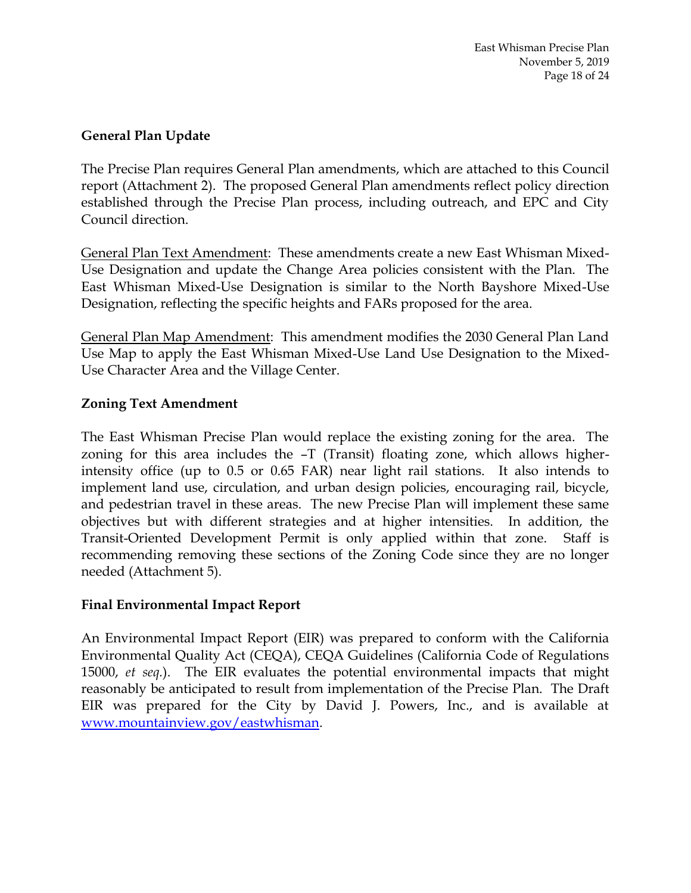**General Plan Update**

The Precise Plan requires General Plan amendments, which are attached to this Council report (Attachment 2). The proposed General Plan amendments reflect policy direction established through the Precise Plan process, including outreach, and EPC and City Council direction.

General Plan Text Amendment: These amendments create a new East Whisman Mixed-Use Designation and update the Change Area policies consistent with the Plan. The East Whisman Mixed-Use Designation is similar to the North Bayshore Mixed-Use Designation, reflecting the specific heights and FARs proposed for the area.

General Plan Map Amendment: This amendment modifies the 2030 General Plan Land Use Map to apply the East Whisman Mixed-Use Land Use Designation to the Mixed-Use Character Area and the Village Center.

**Zoning Text Amendment**

The East Whisman Precise Plan would replace the existing zoning for the area. The zoning for this area includes the –T (Transit) floating zone, which allows higher-intensity office (up to 0.5 or 0.65 FAR) near light rail stations. It also intends to implement land use, circulation, and urban design policies, encouraging rail, bicycle, and pedestrian travel in these areas. The new Precise Plan will implement these same objectives but with different strategies and at higher intensities. In addition, the Transit-Oriented Development Permit is only applied within that zone. Staff is recommending removing these sections of the Zoning Code since they are no longer needed (Attachment 5).

**Final Environmental Impact Report**

An Environmental Impact Report (EIR) was prepared to conform with the California Environmental Quality Act (CEQA), CEQA Guidelines (California Code of Regulations 15000, *et seq.*). The EIR evaluates the potential environmental impacts that might reasonably be anticipated to result from implementation of the Precise Plan. The Draft EIR was prepared for the City by David J. Powers, Inc., and is available at www.mountainview.gov/eastwhisman.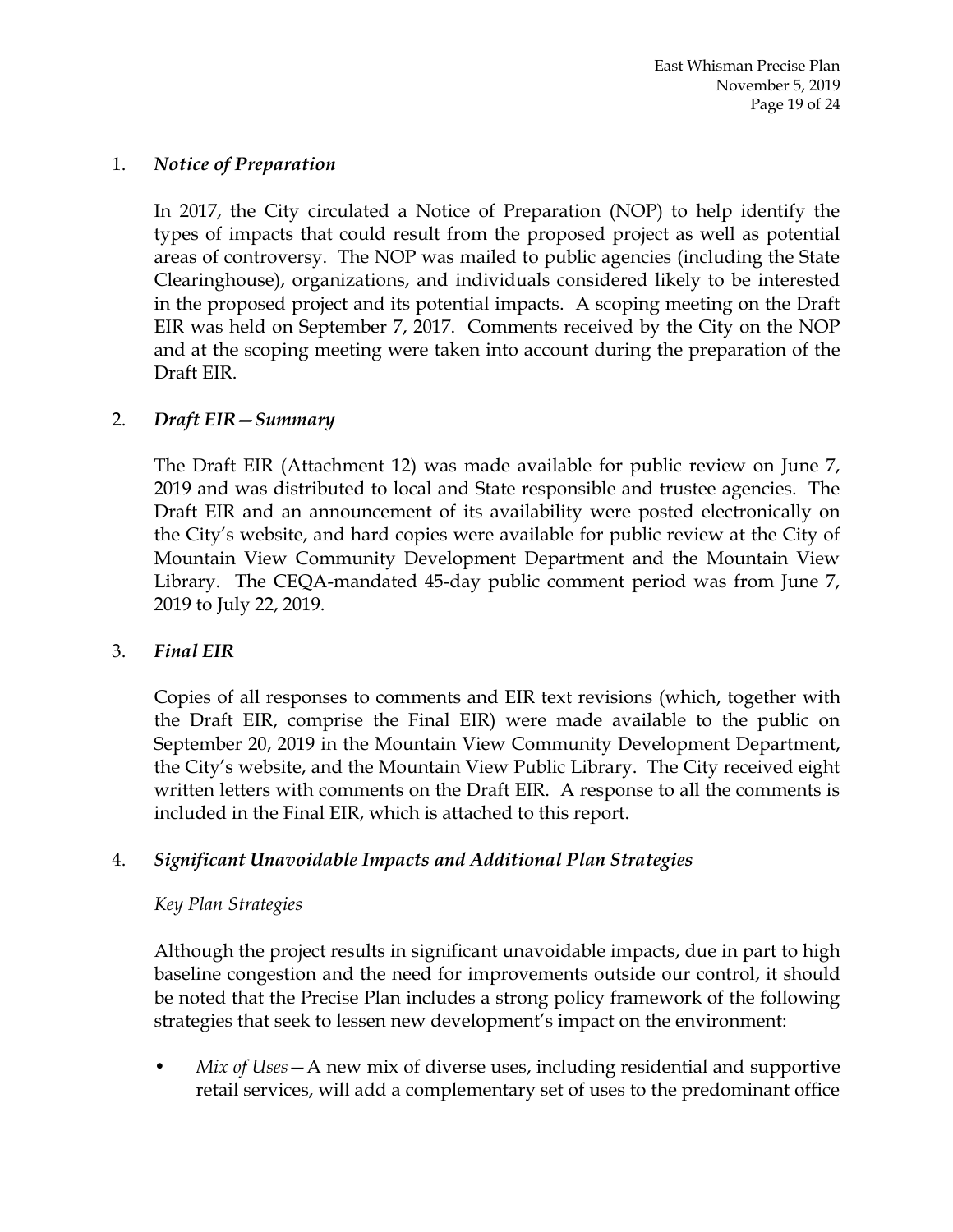1. ***Notice of Preparation***

   In 2017, the City circulated a Notice of Preparation (NOP) to help identify the types of impacts that could result from the proposed project as well as potential areas of controversy. The NOP was mailed to public agencies (including the State Clearinghouse), organizations, and individuals considered likely to be interested in the proposed project and its potential impacts. A scoping meeting on the Draft EIR was held on September 7, 2017. Comments received by the City on the NOP and at the scoping meeting were taken into account during the preparation of the Draft EIR.

2. ***Draft EIR—Summary***

   The Draft EIR (Attachment 12) was made available for public review on June 7, 2019 and was distributed to local and State responsible and trustee agencies. The Draft EIR and an announcement of its availability were posted electronically on the City's website, and hard copies were available for public review at the City of Mountain View Community Development Department and the Mountain View Library. The CEQA-mandated 45-day public comment period was from June 7, 2019 to July 22, 2019.

3. ***Final EIR***

   Copies of all responses to comments and EIR text revisions (which, together with the Draft EIR, comprise the Final EIR) were made available to the public on September 20, 2019 in the Mountain View Community Development Department, the City's website, and the Mountain View Public Library. The City received eight written letters with comments on the Draft EIR. A response to all the comments is included in the Final EIR, which is attached to this report.

4. ***Significant Unavoidable Impacts and Additional Plan Strategies***

   *Key Plan Strategies*

   Although the project results in significant unavoidable impacts, due in part to high baseline congestion and the need for improvements outside our control, it should be noted that the Precise Plan includes a strong policy framework of the following strategies that seek to lessen new development's impact on the environment:

   - *Mix of Uses*—A new mix of diverse uses, including residential and supportive retail services, will add a complementary set of uses to the predominant office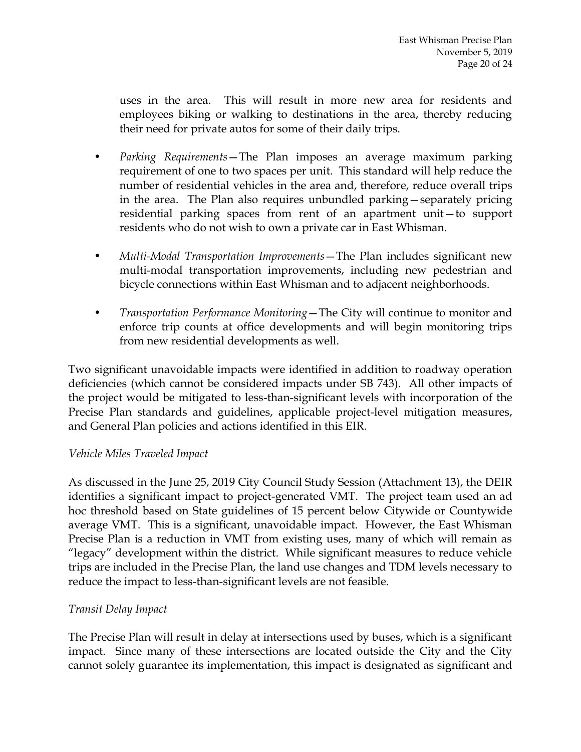uses in the area. This will result in more new area for residents and employees biking or walking to destinations in the area, thereby reducing their need for private autos for some of their daily trips.

- *Parking Requirements*—The Plan imposes an average maximum parking requirement of one to two spaces per unit. This standard will help reduce the number of residential vehicles in the area and, therefore, reduce overall trips in the area. The Plan also requires unbundled parking—separately pricing residential parking spaces from rent of an apartment unit—to support residents who do not wish to own a private car in East Whisman.

- *Multi-Modal Transportation Improvements*—The Plan includes significant new multi-modal transportation improvements, including new pedestrian and bicycle connections within East Whisman and to adjacent neighborhoods.

- *Transportation Performance Monitoring*—The City will continue to monitor and enforce trip counts at office developments and will begin monitoring trips from new residential developments as well.

Two significant unavoidable impacts were identified in addition to roadway operation deficiencies (which cannot be considered impacts under SB 743). All other impacts of the project would be mitigated to less-than-significant levels with incorporation of the Precise Plan standards and guidelines, applicable project-level mitigation measures, and General Plan policies and actions identified in this EIR.

*Vehicle Miles Traveled Impact*

As discussed in the June 25, 2019 City Council Study Session (Attachment 13), the DEIR identifies a significant impact to project-generated VMT. The project team used an ad hoc threshold based on State guidelines of 15 percent below Citywide or Countywide average VMT. This is a significant, unavoidable impact. However, the East Whisman Precise Plan is a reduction in VMT from existing uses, many of which will remain as "legacy" development within the district. While significant measures to reduce vehicle trips are included in the Precise Plan, the land use changes and TDM levels necessary to reduce the impact to less-than-significant levels are not feasible.

*Transit Delay Impact*

The Precise Plan will result in delay at intersections used by buses, which is a significant impact. Since many of these intersections are located outside the City and the City cannot solely guarantee its implementation, this impact is designated as significant and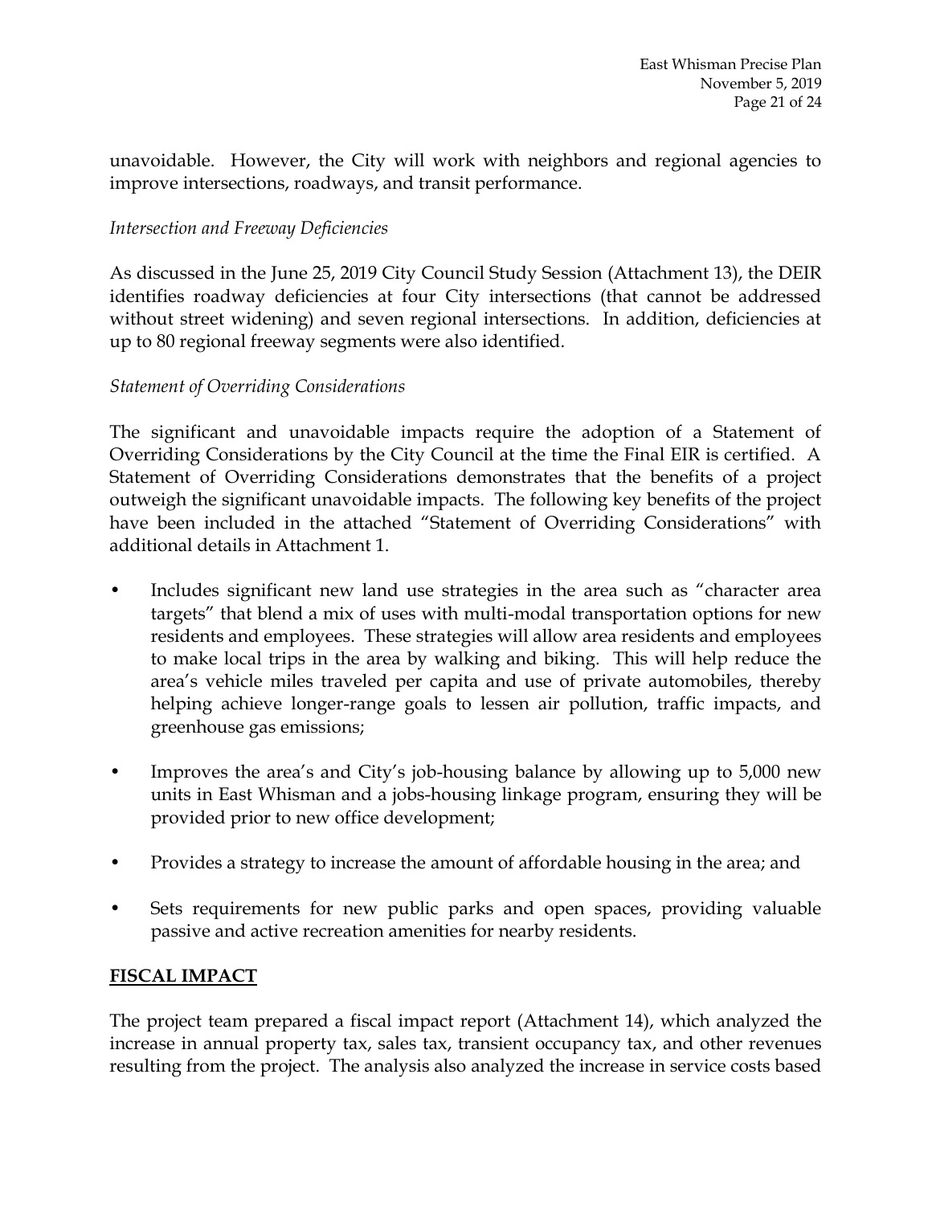unavoidable. However, the City will work with neighbors and regional agencies to improve intersections, roadways, and transit performance.

*Intersection and Freeway Deficiencies*

As discussed in the June 25, 2019 City Council Study Session (Attachment 13), the DEIR identifies roadway deficiencies at four City intersections (that cannot be addressed without street widening) and seven regional intersections. In addition, deficiencies at up to 80 regional freeway segments were also identified.

*Statement of Overriding Considerations*

The significant and unavoidable impacts require the adoption of a Statement of Overriding Considerations by the City Council at the time the Final EIR is certified. A Statement of Overriding Considerations demonstrates that the benefits of a project outweigh the significant unavoidable impacts. The following key benefits of the project have been included in the attached "Statement of Overriding Considerations" with additional details in Attachment 1.

- Includes significant new land use strategies in the area such as "character area targets" that blend a mix of uses with multi-modal transportation options for new residents and employees. These strategies will allow area residents and employees to make local trips in the area by walking and biking. This will help reduce the area's vehicle miles traveled per capita and use of private automobiles, thereby helping achieve longer-range goals to lessen air pollution, traffic impacts, and greenhouse gas emissions;

- Improves the area's and City's job-housing balance by allowing up to 5,000 new units in East Whisman and a jobs-housing linkage program, ensuring they will be provided prior to new office development;

- Provides a strategy to increase the amount of affordable housing in the area; and

- Sets requirements for new public parks and open spaces, providing valuable passive and active recreation amenities for nearby residents.

## FISCAL IMPACT

The project team prepared a fiscal impact report (Attachment 14), which analyzed the increase in annual property tax, sales tax, transient occupancy tax, and other revenues resulting from the project. The analysis also analyzed the increase in service costs based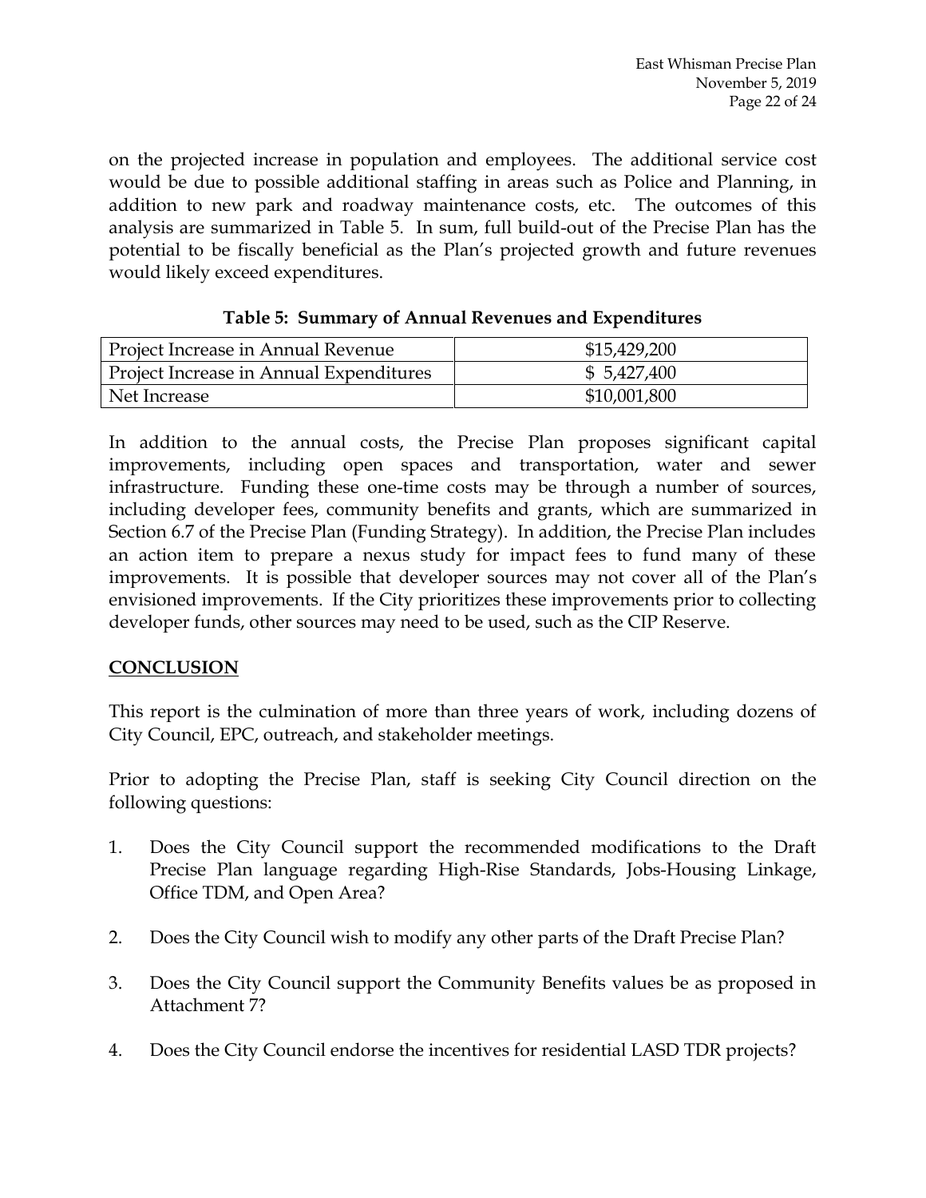on the projected increase in population and employees. The additional service cost would be due to possible additional staffing in areas such as Police and Planning, in addition to new park and roadway maintenance costs, etc. The outcomes of this analysis are summarized in Table 5. In sum, full build-out of the Precise Plan has the potential to be fiscally beneficial as the Plan's projected growth and future revenues would likely exceed expenditures.

**Table 5: Summary of Annual Revenues and Expenditures**

| | |
|---|---|
| Project Increase in Annual Revenue | $15,429,200 |
| Project Increase in Annual Expenditures | $ 5,427,400 |
| Net Increase | $10,001,800 |

In addition to the annual costs, the Precise Plan proposes significant capital improvements, including open spaces and transportation, water and sewer infrastructure. Funding these one-time costs may be through a number of sources, including developer fees, community benefits and grants, which are summarized in Section 6.7 of the Precise Plan (Funding Strategy). In addition, the Precise Plan includes an action item to prepare a nexus study for impact fees to fund many of these improvements. It is possible that developer sources may not cover all of the Plan's envisioned improvements. If the City prioritizes these improvements prior to collecting developer funds, other sources may need to be used, such as the CIP Reserve.

## CONCLUSION

This report is the culmination of more than three years of work, including dozens of City Council, EPC, outreach, and stakeholder meetings.

Prior to adopting the Precise Plan, staff is seeking City Council direction on the following questions:

1. Does the City Council support the recommended modifications to the Draft Precise Plan language regarding High-Rise Standards, Jobs-Housing Linkage, Office TDM, and Open Area?

2. Does the City Council wish to modify any other parts of the Draft Precise Plan?

3. Does the City Council support the Community Benefits values be as proposed in Attachment 7?

4. Does the City Council endorse the incentives for residential LASD TDR projects?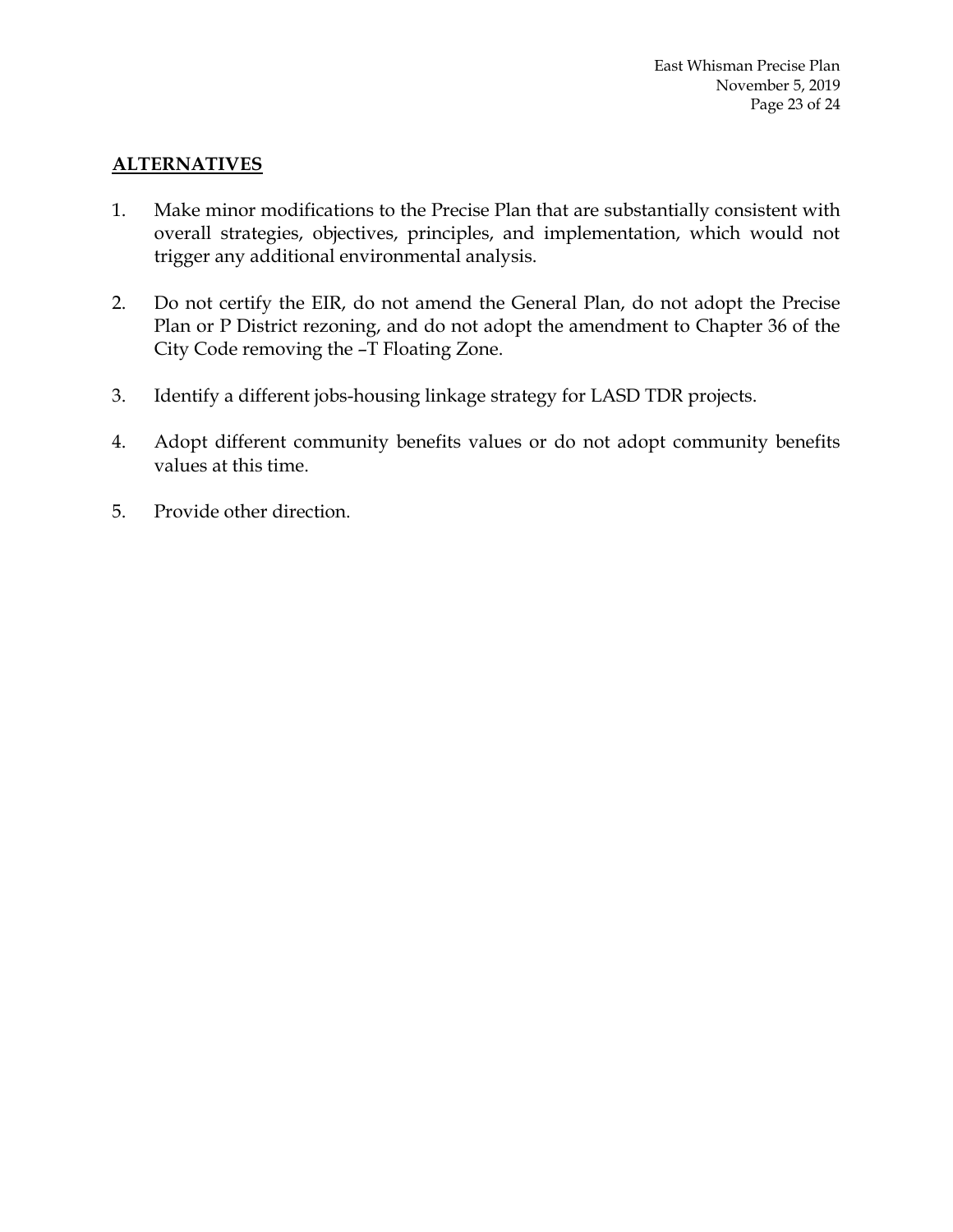## **ALTERNATIVES**

1. Make minor modifications to the Precise Plan that are substantially consistent with overall strategies, objectives, principles, and implementation, which would not trigger any additional environmental analysis.

2. Do not certify the EIR, do not amend the General Plan, do not adopt the Precise Plan or P District rezoning, and do not adopt the amendment to Chapter 36 of the City Code removing the –T Floating Zone.

3. Identify a different jobs-housing linkage strategy for LASD TDR projects.

4. Adopt different community benefits values or do not adopt community benefits values at this time.

5. Provide other direction.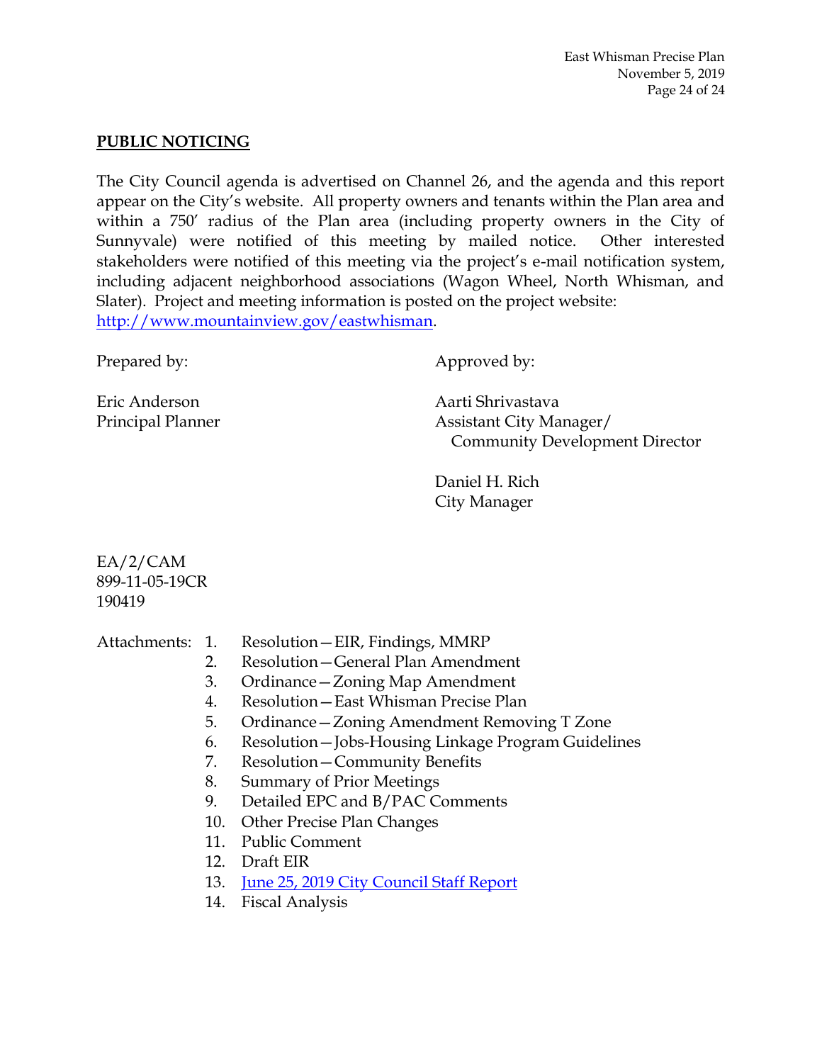**PUBLIC NOTICING**

The City Council agenda is advertised on Channel 26, and the agenda and this report appear on the City's website. All property owners and tenants within the Plan area and within a 750' radius of the Plan area (including property owners in the City of Sunnyvale) were notified of this meeting by mailed notice. Other interested stakeholders were notified of this meeting via the project's e-mail notification system, including adjacent neighborhood associations (Wagon Wheel, North Whisman, and Slater). Project and meeting information is posted on the project website: http://www.mountainview.gov/eastwhisman.

Prepared by:

Eric Anderson
Principal Planner

Approved by:

Aarti Shrivastava
Assistant City Manager/
Community Development Director

Daniel H. Rich
City Manager

EA/2/CAM
899-11-05-19CR
190419

Attachments:
1. Resolution—EIR, Findings, MMRP
2. Resolution—General Plan Amendment
3. Ordinance—Zoning Map Amendment
4. Resolution—East Whisman Precise Plan
5. Ordinance—Zoning Amendment Removing T Zone
6. Resolution—Jobs-Housing Linkage Program Guidelines
7. Resolution—Community Benefits
8. Summary of Prior Meetings
9. Detailed EPC and B/PAC Comments
10. Other Precise Plan Changes
11. Public Comment
12. Draft EIR
13. June 25, 2019 City Council Staff Report
14. Fiscal Analysis